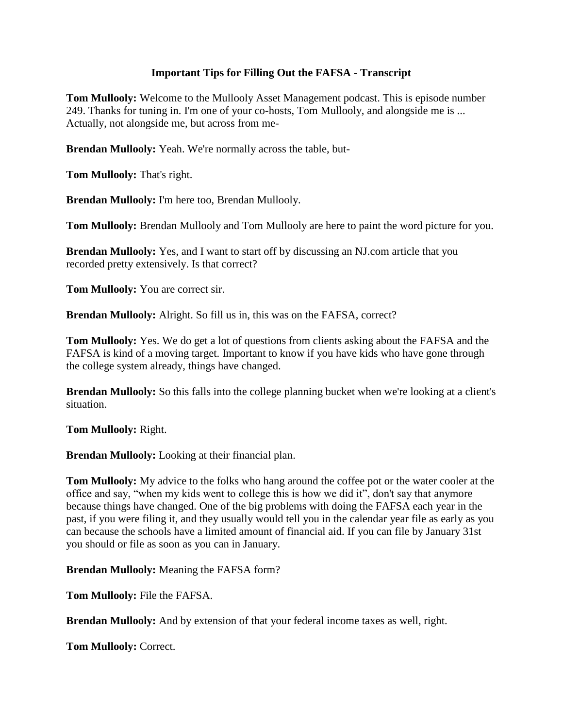# Important Tips for Filling Out the FAFSA - Transcript

**Tom Mullooly:** Welcome to the Mullooly Asset Management podcast. This is episode number 249. Thanks for tuning in. I'm one of your co-hosts, Tom Mullooly, and alongside me is ... Actually, not alongside me, but across from me-

**Brendan Mullooly:** Yeah. We're normally across the table, but-

**Tom Mullooly:** That's right.

**Brendan Mullooly:** I'm here too, Brendan Mullooly.

**Tom Mullooly:** Brendan Mullooly and Tom Mullooly are here to paint the word picture for you.

**Brendan Mullooly:** Yes, and I want to start off by discussing an NJ.com article that you recorded pretty extensively. Is that correct?

**Tom Mullooly:** You are correct sir.

**Brendan Mullooly:** Alright. So fill us in, this was on the FAFSA, correct?

**Tom Mullooly:** Yes. We do get a lot of questions from clients asking about the FAFSA and the FAFSA is kind of a moving target. Important to know if you have kids who have gone through the college system already, things have changed.

**Brendan Mullooly:** So this falls into the college planning bucket when we're looking at a client's situation.

**Tom Mullooly:** Right.

**Brendan Mullooly:** Looking at their financial plan.

**Tom Mullooly:** My advice to the folks who hang around the coffee pot or the water cooler at the office and say, "when my kids went to college this is how we did it", don't say that anymore because things have changed. One of the big problems with doing the FAFSA each year in the past, if you were filing it, and they usually would tell you in the calendar year file as early as you can because the schools have a limited amount of financial aid. If you can file by January 31st you should or file as soon as you can in January.

**Brendan Mullooly:** Meaning the FAFSA form?

**Tom Mullooly:** File the FAFSA.

**Brendan Mullooly:** And by extension of that your federal income taxes as well, right.

**Tom Mullooly:** Correct.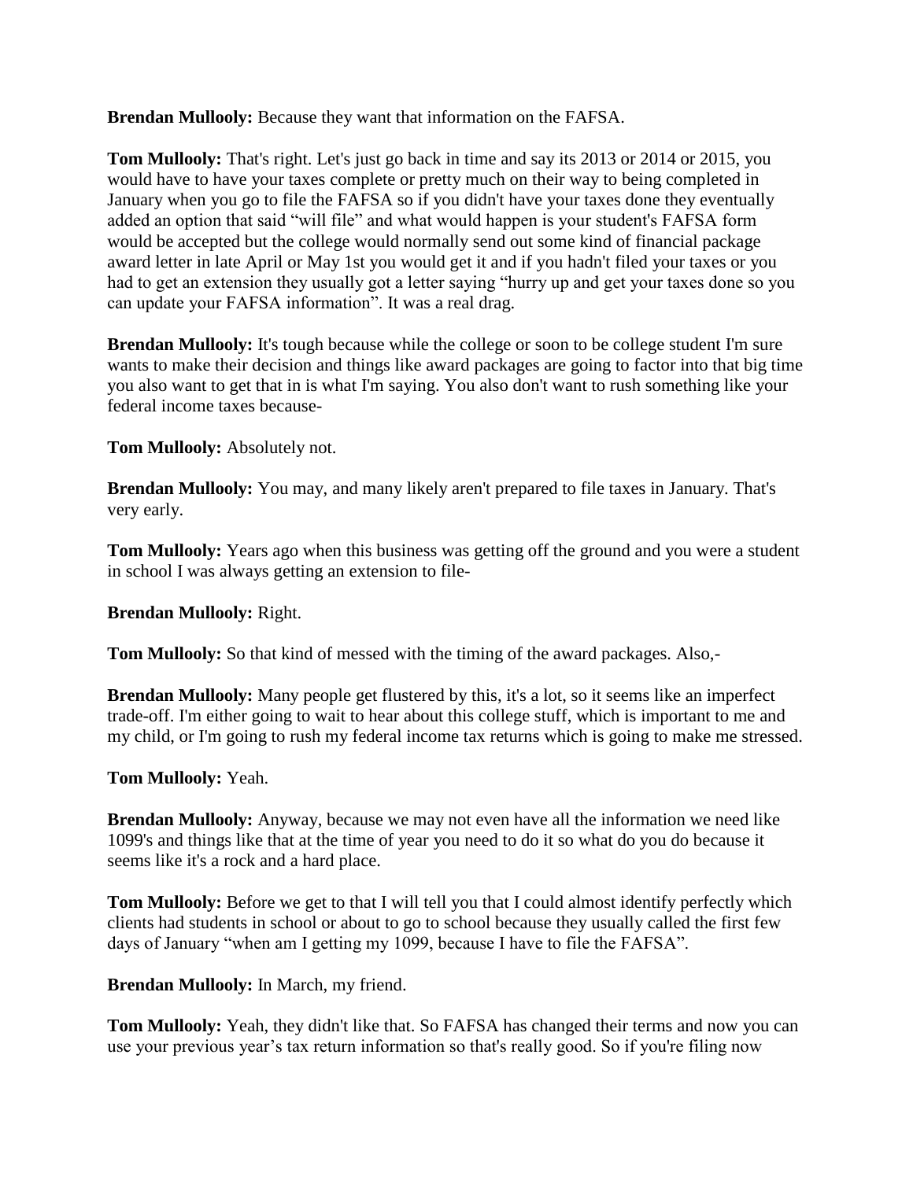**Brendan Mullooly:** Because they want that information on the FAFSA.

**Tom Mullooly:** That's right. Let's just go back in time and say its 2013 or 2014 or 2015, you would have to have your taxes complete or pretty much on their way to being completed in January when you go to file the FAFSA so if you didn't have your taxes done they eventually added an option that said "will file" and what would happen is your student's FAFSA form would be accepted but the college would normally send out some kind of financial package award letter in late April or May 1st you would get it and if you hadn't filed your taxes or you had to get an extension they usually got a letter saying "hurry up and get your taxes done so you can update your FAFSA information". It was a real drag.

**Brendan Mullooly:** It's tough because while the college or soon to be college student I'm sure wants to make their decision and things like award packages are going to factor into that big time you also want to get that in is what I'm saying. You also don't want to rush something like your federal income taxes because-

**Tom Mullooly:** Absolutely not.

**Brendan Mullooly:** You may, and many likely aren't prepared to file taxes in January. That's very early.

**Tom Mullooly:** Years ago when this business was getting off the ground and you were a student in school I was always getting an extension to file-

**Brendan Mullooly:** Right.

**Tom Mullooly:** So that kind of messed with the timing of the award packages. Also,-

**Brendan Mullooly:** Many people get flustered by this, it's a lot, so it seems like an imperfect trade-off. I'm either going to wait to hear about this college stuff, which is important to me and my child, or I'm going to rush my federal income tax returns which is going to make me stressed.

**Tom Mullooly:** Yeah.

**Brendan Mullooly:** Anyway, because we may not even have all the information we need like 1099's and things like that at the time of year you need to do it so what do you do because it seems like it's a rock and a hard place.

**Tom Mullooly:** Before we get to that I will tell you that I could almost identify perfectly which clients had students in school or about to go to school because they usually called the first few days of January "when am I getting my 1099, because I have to file the FAFSA".

**Brendan Mullooly:** In March, my friend.

**Tom Mullooly:** Yeah, they didn't like that. So FAFSA has changed their terms and now you can use your previous year's tax return information so that's really good. So if you're filing now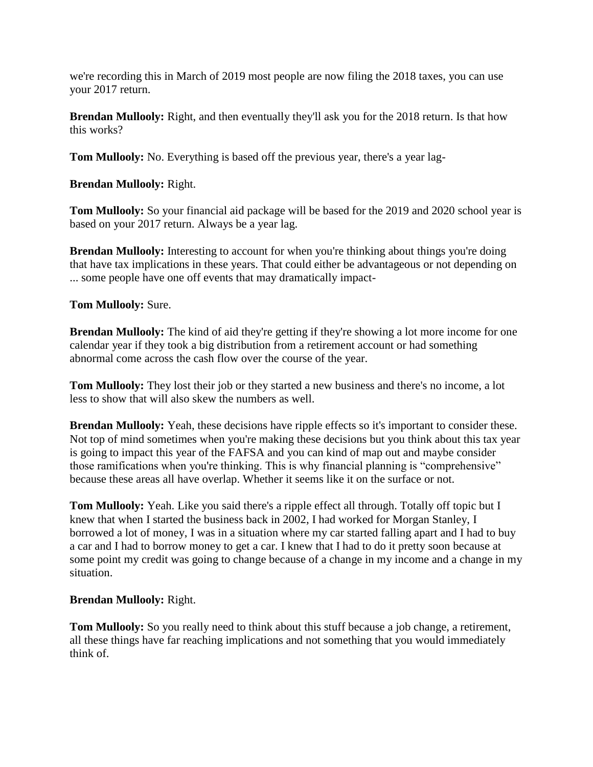we're recording this in March of 2019 most people are now filing the 2018 taxes, you can use your 2017 return.

**Brendan Mullooly:** Right, and then eventually they'll ask you for the 2018 return. Is that how this works?

**Tom Mullooly:** No. Everything is based off the previous year, there's a year lag-

**Brendan Mullooly:** Right.

**Tom Mullooly:** So your financial aid package will be based for the 2019 and 2020 school year is based on your 2017 return. Always be a year lag.

**Brendan Mullooly:** Interesting to account for when you're thinking about things you're doing that have tax implications in these years. That could either be advantageous or not depending on ... some people have one off events that may dramatically impact-

**Tom Mullooly:** Sure.

**Brendan Mullooly:** The kind of aid they're getting if they're showing a lot more income for one calendar year if they took a big distribution from a retirement account or had something abnormal come across the cash flow over the course of the year.

**Tom Mullooly:** They lost their job or they started a new business and there's no income, a lot less to show that will also skew the numbers as well.

**Brendan Mullooly:** Yeah, these decisions have ripple effects so it's important to consider these. Not top of mind sometimes when you're making these decisions but you think about this tax year is going to impact this year of the FAFSA and you can kind of map out and maybe consider those ramifications when you're thinking. This is why financial planning is "comprehensive" because these areas all have overlap. Whether it seems like it on the surface or not.

**Tom Mullooly:** Yeah. Like you said there's a ripple effect all through. Totally off topic but I knew that when I started the business back in 2002, I had worked for Morgan Stanley, I borrowed a lot of money, I was in a situation where my car started falling apart and I had to buy a car and I had to borrow money to get a car. I knew that I had to do it pretty soon because at some point my credit was going to change because of a change in my income and a change in my situation.

**Brendan Mullooly:** Right.

**Tom Mullooly:** So you really need to think about this stuff because a job change, a retirement, all these things have far reaching implications and not something that you would immediately think of.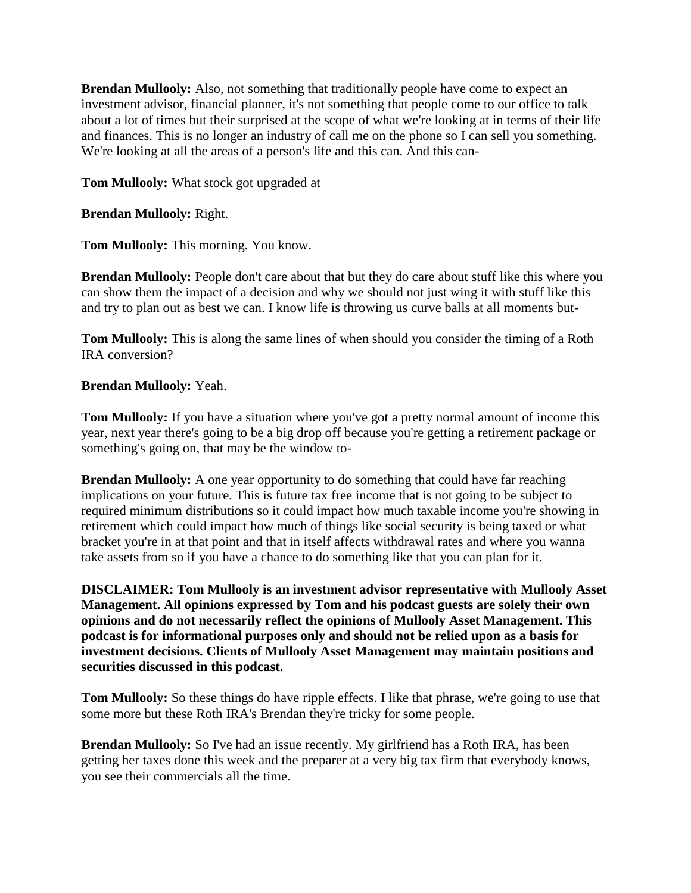**Brendan Mullooly:** Also, not something that traditionally people have come to expect an investment advisor, financial planner, it's not something that people come to our office to talk about a lot of times but their surprised at the scope of what we're looking at in terms of their life and finances. This is no longer an industry of call me on the phone so I can sell you something. We're looking at all the areas of a person's life and this can. And this can-

**Tom Mullooly:** What stock got upgraded at

**Brendan Mullooly:** Right.

**Tom Mullooly:** This morning. You know.

**Brendan Mullooly:** People don't care about that but they do care about stuff like this where you can show them the impact of a decision and why we should not just wing it with stuff like this and try to plan out as best we can. I know life is throwing us curve balls at all moments but-

**Tom Mullooly:** This is along the same lines of when should you consider the timing of a Roth IRA conversion?

**Brendan Mullooly:** Yeah.

**Tom Mullooly:** If you have a situation where you've got a pretty normal amount of income this year, next year there's going to be a big drop off because you're getting a retirement package or something's going on, that may be the window to-

**Brendan Mullooly:** A one year opportunity to do something that could have far reaching implications on your future. This is future tax free income that is not going to be subject to required minimum distributions so it could impact how much taxable income you're showing in retirement which could impact how much of things like social security is being taxed or what bracket you're in at that point and that in itself affects withdrawal rates and where you wanna take assets from so if you have a chance to do something like that you can plan for it.

**DISCLAIMER: Tom Mullooly is an investment advisor representative with Mullooly Asset Management. All opinions expressed by Tom and his podcast guests are solely their own opinions and do not necessarily reflect the opinions of Mullooly Asset Management. This podcast is for informational purposes only and should not be relied upon as a basis for investment decisions. Clients of Mullooly Asset Management may maintain positions and securities discussed in this podcast.**

**Tom Mullooly:** So these things do have ripple effects. I like that phrase, we're going to use that some more but these Roth IRA's Brendan they're tricky for some people.

**Brendan Mullooly:** So I've had an issue recently. My girlfriend has a Roth IRA, has been getting her taxes done this week and the preparer at a very big tax firm that everybody knows, you see their commercials all the time.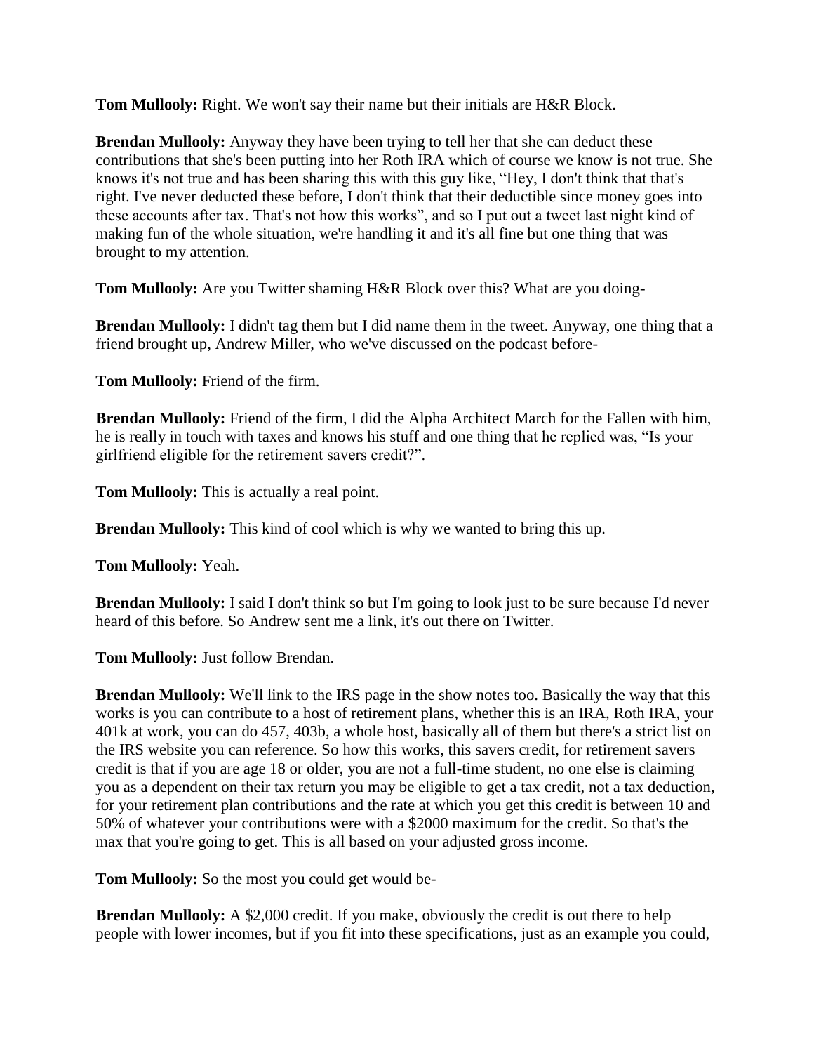**Tom Mullooly:** Right. We won't say their name but their initials are H&R Block.

**Brendan Mullooly:** Anyway they have been trying to tell her that she can deduct these contributions that she's been putting into her Roth IRA which of course we know is not true. She knows it's not true and has been sharing this with this guy like, "Hey, I don't think that that's right. I've never deducted these before, I don't think that their deductible since money goes into these accounts after tax. That's not how this works", and so I put out a tweet last night kind of making fun of the whole situation, we're handling it and it's all fine but one thing that was brought to my attention.

**Tom Mullooly:** Are you Twitter shaming H&R Block over this? What are you doing-

**Brendan Mullooly:** I didn't tag them but I did name them in the tweet. Anyway, one thing that a friend brought up, Andrew Miller, who we've discussed on the podcast before-

**Tom Mullooly:** Friend of the firm.

**Brendan Mullooly:** Friend of the firm, I did the Alpha Architect March for the Fallen with him, he is really in touch with taxes and knows his stuff and one thing that he replied was, "Is your girlfriend eligible for the retirement savers credit?".

**Tom Mullooly:** This is actually a real point.

**Brendan Mullooly:** This kind of cool which is why we wanted to bring this up.

**Tom Mullooly:** Yeah.

**Brendan Mullooly:** I said I don't think so but I'm going to look just to be sure because I'd never heard of this before. So Andrew sent me a link, it's out there on Twitter.

**Tom Mullooly:** Just follow Brendan.

**Brendan Mullooly:** We'll link to the IRS page in the show notes too. Basically the way that this works is you can contribute to a host of retirement plans, whether this is an IRA, Roth IRA, your 401k at work, you can do 457, 403b, a whole host, basically all of them but there's a strict list on the IRS website you can reference. So how this works, this savers credit, for retirement savers credit is that if you are age 18 or older, you are not a full-time student, no one else is claiming you as a dependent on their tax return you may be eligible to get a tax credit, not a tax deduction, for your retirement plan contributions and the rate at which you get this credit is between 10 and 50% of whatever your contributions were with a $2000 maximum for the credit. So that's the max that you're going to get. This is all based on your adjusted gross income.

**Tom Mullooly:** So the most you could get would be-

**Brendan Mullooly:** A $2,000 credit. If you make, obviously the credit is out there to help people with lower incomes, but if you fit into these specifications, just as an example you could,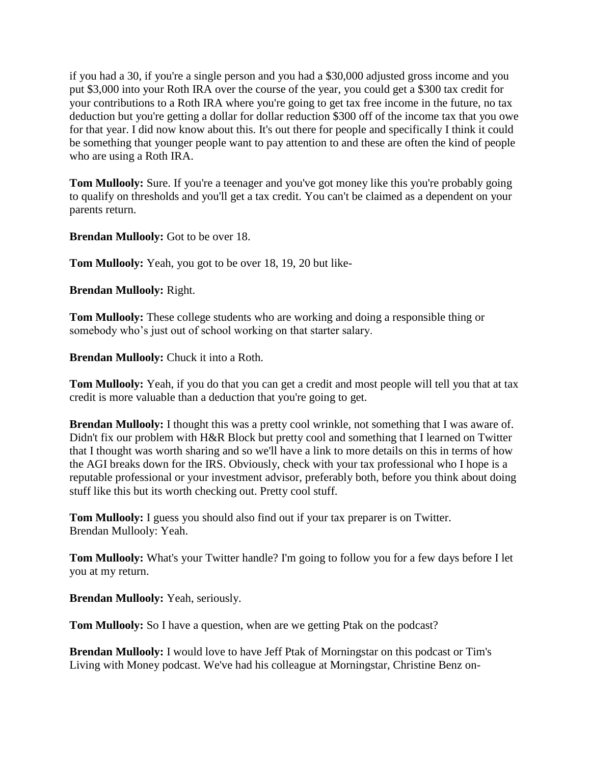if you had a 30, if you're a single person and you had a $30,000 adjusted gross income and you put $3,000 into your Roth IRA over the course of the year, you could get a $300 tax credit for your contributions to a Roth IRA where you're going to get tax free income in the future, no tax deduction but you're getting a dollar for dollar reduction $300 off of the income tax that you owe for that year. I did now know about this. It's out there for people and specifically I think it could be something that younger people want to pay attention to and these are often the kind of people who are using a Roth IRA.

**Tom Mullooly:** Sure. If you're a teenager and you've got money like this you're probably going to qualify on thresholds and you'll get a tax credit. You can't be claimed as a dependent on your parents return.

**Brendan Mullooly:** Got to be over 18.

**Tom Mullooly:** Yeah, you got to be over 18, 19, 20 but like-

**Brendan Mullooly:** Right.

**Tom Mullooly:** These college students who are working and doing a responsible thing or somebody who's just out of school working on that starter salary.

**Brendan Mullooly:** Chuck it into a Roth.

**Tom Mullooly:** Yeah, if you do that you can get a credit and most people will tell you that at tax credit is more valuable than a deduction that you're going to get.

**Brendan Mullooly:** I thought this was a pretty cool wrinkle, not something that I was aware of. Didn't fix our problem with H&R Block but pretty cool and something that I learned on Twitter that I thought was worth sharing and so we'll have a link to more details on this in terms of how the AGI breaks down for the IRS. Obviously, check with your tax professional who I hope is a reputable professional or your investment advisor, preferably both, before you think about doing stuff like this but its worth checking out. Pretty cool stuff.

**Tom Mullooly:** I guess you should also find out if your tax preparer is on Twitter.
Brendan Mullooly: Yeah.

**Tom Mullooly:** What's your Twitter handle? I'm going to follow you for a few days before I let you at my return.

**Brendan Mullooly:** Yeah, seriously.

**Tom Mullooly:** So I have a question, when are we getting Ptak on the podcast?

**Brendan Mullooly:** I would love to have Jeff Ptak of Morningstar on this podcast or Tim's Living with Money podcast. We've had his colleague at Morningstar, Christine Benz on-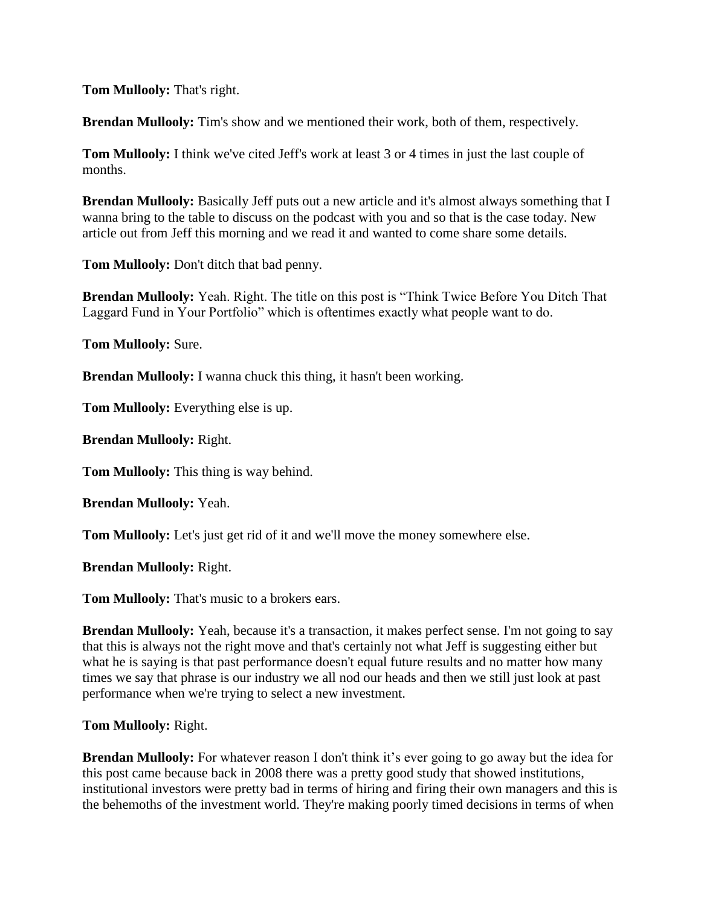**Tom Mullooly:** That's right.

**Brendan Mullooly:** Tim's show and we mentioned their work, both of them, respectively.

**Tom Mullooly:** I think we've cited Jeff's work at least 3 or 4 times in just the last couple of months.

**Brendan Mullooly:** Basically Jeff puts out a new article and it's almost always something that I wanna bring to the table to discuss on the podcast with you and so that is the case today. New article out from Jeff this morning and we read it and wanted to come share some details.

**Tom Mullooly:** Don't ditch that bad penny.

**Brendan Mullooly:** Yeah. Right. The title on this post is "Think Twice Before You Ditch That Laggard Fund in Your Portfolio" which is oftentimes exactly what people want to do.

**Tom Mullooly:** Sure.

**Brendan Mullooly:** I wanna chuck this thing, it hasn't been working.

**Tom Mullooly:** Everything else is up.

**Brendan Mullooly:** Right.

**Tom Mullooly:** This thing is way behind.

**Brendan Mullooly:** Yeah.

**Tom Mullooly:** Let's just get rid of it and we'll move the money somewhere else.

**Brendan Mullooly:** Right.

**Tom Mullooly:** That's music to a brokers ears.

**Brendan Mullooly:** Yeah, because it's a transaction, it makes perfect sense. I'm not going to say that this is always not the right move and that's certainly not what Jeff is suggesting either but what he is saying is that past performance doesn't equal future results and no matter how many times we say that phrase is our industry we all nod our heads and then we still just look at past performance when we're trying to select a new investment.

**Tom Mullooly:** Right.

**Brendan Mullooly:** For whatever reason I don't think it's ever going to go away but the idea for this post came because back in 2008 there was a pretty good study that showed institutions, institutional investors were pretty bad in terms of hiring and firing their own managers and this is the behemoths of the investment world. They're making poorly timed decisions in terms of when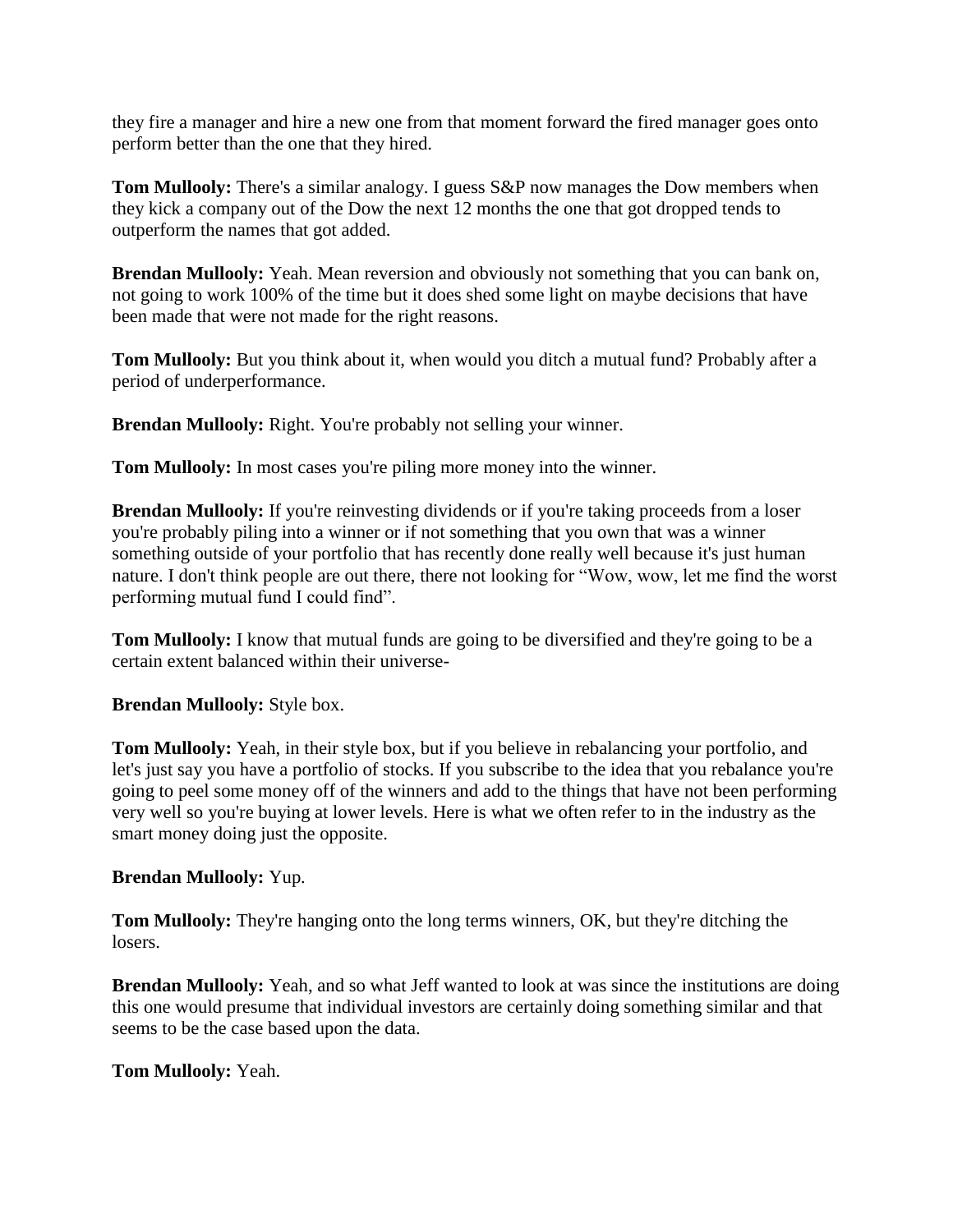they fire a manager and hire a new one from that moment forward the fired manager goes onto perform better than the one that they hired.

**Tom Mullooly:** There's a similar analogy. I guess S&P now manages the Dow members when they kick a company out of the Dow the next 12 months the one that got dropped tends to outperform the names that got added.

**Brendan Mullooly:** Yeah. Mean reversion and obviously not something that you can bank on, not going to work 100% of the time but it does shed some light on maybe decisions that have been made that were not made for the right reasons.

**Tom Mullooly:** But you think about it, when would you ditch a mutual fund? Probably after a period of underperformance.

**Brendan Mullooly:** Right. You're probably not selling your winner.

**Tom Mullooly:** In most cases you're piling more money into the winner.

**Brendan Mullooly:** If you're reinvesting dividends or if you're taking proceeds from a loser you're probably piling into a winner or if not something that you own that was a winner something outside of your portfolio that has recently done really well because it's just human nature. I don't think people are out there, there not looking for "Wow, wow, let me find the worst performing mutual fund I could find".

**Tom Mullooly:** I know that mutual funds are going to be diversified and they're going to be a certain extent balanced within their universe-

**Brendan Mullooly:** Style box.

**Tom Mullooly:** Yeah, in their style box, but if you believe in rebalancing your portfolio, and let's just say you have a portfolio of stocks. If you subscribe to the idea that you rebalance you're going to peel some money off of the winners and add to the things that have not been performing very well so you're buying at lower levels. Here is what we often refer to in the industry as the smart money doing just the opposite.

**Brendan Mullooly:** Yup.

**Tom Mullooly:** They're hanging onto the long terms winners, OK, but they're ditching the losers.

**Brendan Mullooly:** Yeah, and so what Jeff wanted to look at was since the institutions are doing this one would presume that individual investors are certainly doing something similar and that seems to be the case based upon the data.

**Tom Mullooly:** Yeah.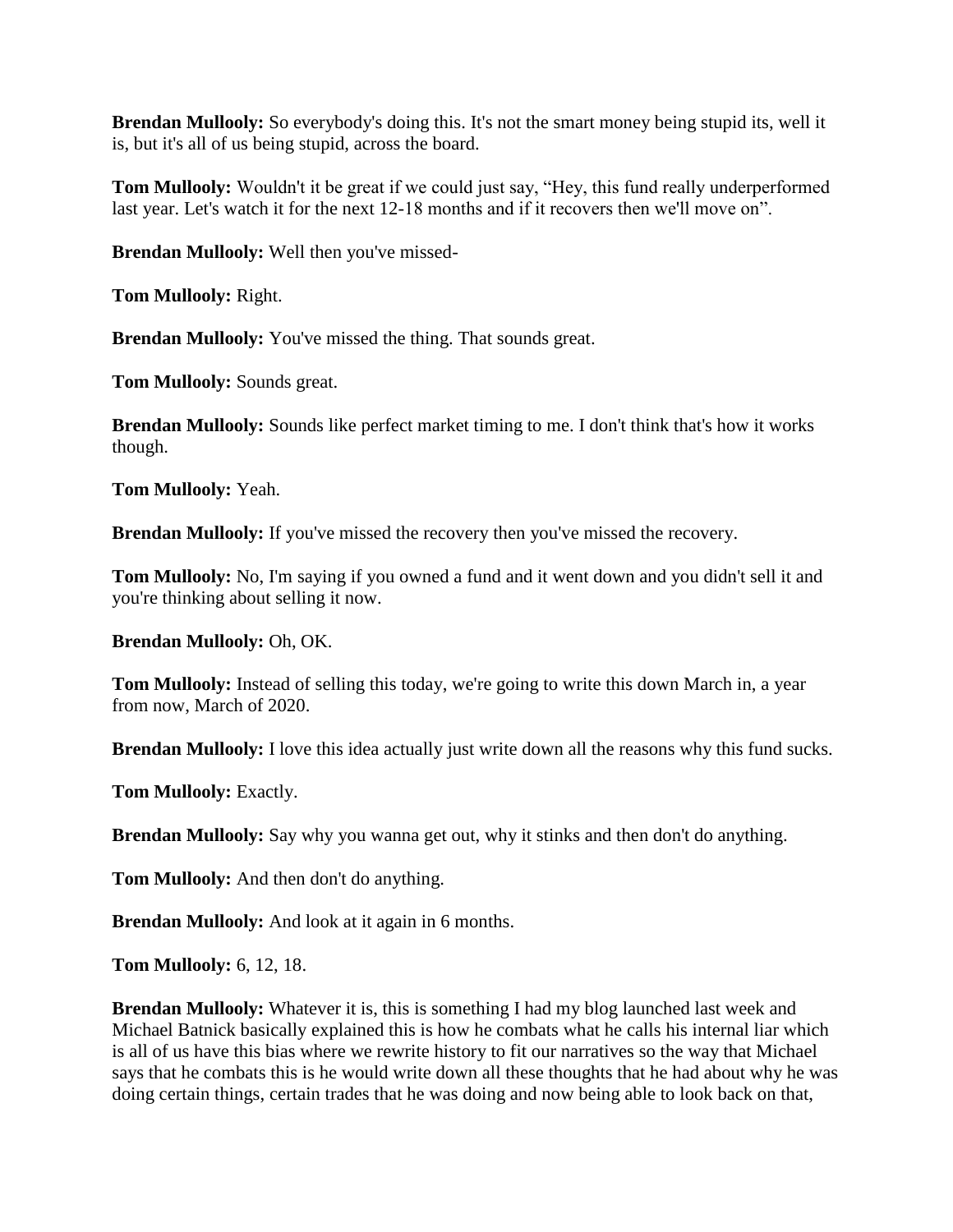**Brendan Mullooly:** So everybody's doing this. It's not the smart money being stupid its, well it is, but it's all of us being stupid, across the board.

**Tom Mullooly:** Wouldn't it be great if we could just say, "Hey, this fund really underperformed last year. Let's watch it for the next 12-18 months and if it recovers then we'll move on".

**Brendan Mullooly:** Well then you've missed-

**Tom Mullooly:** Right.

**Brendan Mullooly:** You've missed the thing. That sounds great.

**Tom Mullooly:** Sounds great.

**Brendan Mullooly:** Sounds like perfect market timing to me. I don't think that's how it works though.

**Tom Mullooly:** Yeah.

**Brendan Mullooly:** If you've missed the recovery then you've missed the recovery.

**Tom Mullooly:** No, I'm saying if you owned a fund and it went down and you didn't sell it and you're thinking about selling it now.

**Brendan Mullooly:** Oh, OK.

**Tom Mullooly:** Instead of selling this today, we're going to write this down March in, a year from now, March of 2020.

**Brendan Mullooly:** I love this idea actually just write down all the reasons why this fund sucks.

**Tom Mullooly:** Exactly.

**Brendan Mullooly:** Say why you wanna get out, why it stinks and then don't do anything.

**Tom Mullooly:** And then don't do anything.

**Brendan Mullooly:** And look at it again in 6 months.

**Tom Mullooly:** 6, 12, 18.

**Brendan Mullooly:** Whatever it is, this is something I had my blog launched last week and Michael Batnick basically explained this is how he combats what he calls his internal liar which is all of us have this bias where we rewrite history to fit our narratives so the way that Michael says that he combats this is he would write down all these thoughts that he had about why he was doing certain things, certain trades that he was doing and now being able to look back on that,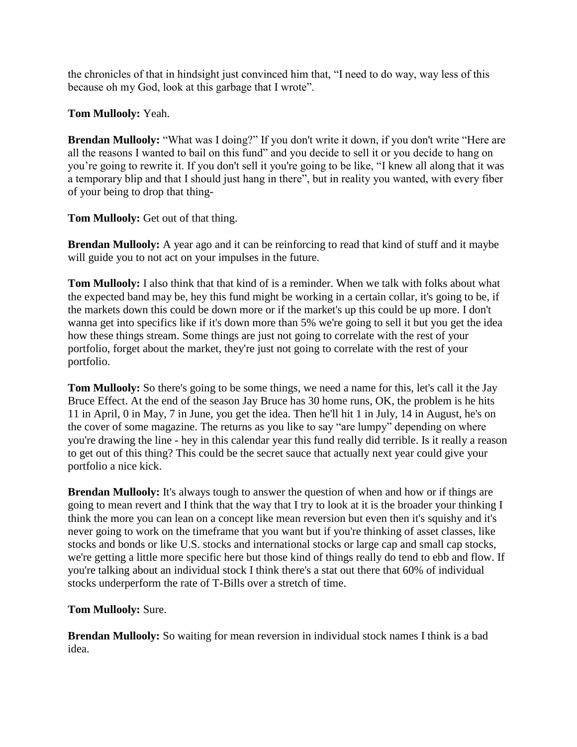the chronicles of that in hindsight just convinced him that, "I need to do way, way less of this because oh my God, look at this garbage that I wrote".

**Tom Mullooly:** Yeah.

**Brendan Mullooly:** "What was I doing?" If you don't write it down, if you don't write "Here are all the reasons I wanted to bail on this fund" and you decide to sell it or you decide to hang on you're going to rewrite it. If you don't sell it you're going to be like, "I knew all along that it was a temporary blip and that I should just hang in there", but in reality you wanted, with every fiber of your being to drop that thing-

**Tom Mullooly:** Get out of that thing.

**Brendan Mullooly:** A year ago and it can be reinforcing to read that kind of stuff and it maybe will guide you to not act on your impulses in the future.

**Tom Mullooly:** I also think that that kind of is a reminder. When we talk with folks about what the expected band may be, hey this fund might be working in a certain collar, it's going to be, if the markets down this could be down more or if the market's up this could be up more. I don't wanna get into specifics like if it's down more than 5% we're going to sell it but you get the idea how these things stream. Some things are just not going to correlate with the rest of your portfolio, forget about the market, they're just not going to correlate with the rest of your portfolio.

**Tom Mullooly:** So there's going to be some things, we need a name for this, let's call it the Jay Bruce Effect. At the end of the season Jay Bruce has 30 home runs, OK, the problem is he hits 11 in April, 0 in May, 7 in June, you get the idea. Then he'll hit 1 in July, 14 in August, he's on the cover of some magazine. The returns as you like to say "are lumpy" depending on where you're drawing the line - hey in this calendar year this fund really did terrible. Is it really a reason to get out of this thing? This could be the secret sauce that actually next year could give your portfolio a nice kick.

**Brendan Mullooly:** It's always tough to answer the question of when and how or if things are going to mean revert and I think that the way that I try to look at it is the broader your thinking I think the more you can lean on a concept like mean reversion but even then it's squishy and it's never going to work on the timeframe that you want but if you're thinking of asset classes, like stocks and bonds or like U.S. stocks and international stocks or large cap and small cap stocks, we're getting a little more specific here but those kind of things really do tend to ebb and flow. If you're talking about an individual stock I think there's a stat out there that 60% of individual stocks underperform the rate of T-Bills over a stretch of time.

**Tom Mullooly:** Sure.

**Brendan Mullooly:** So waiting for mean reversion in individual stock names I think is a bad idea.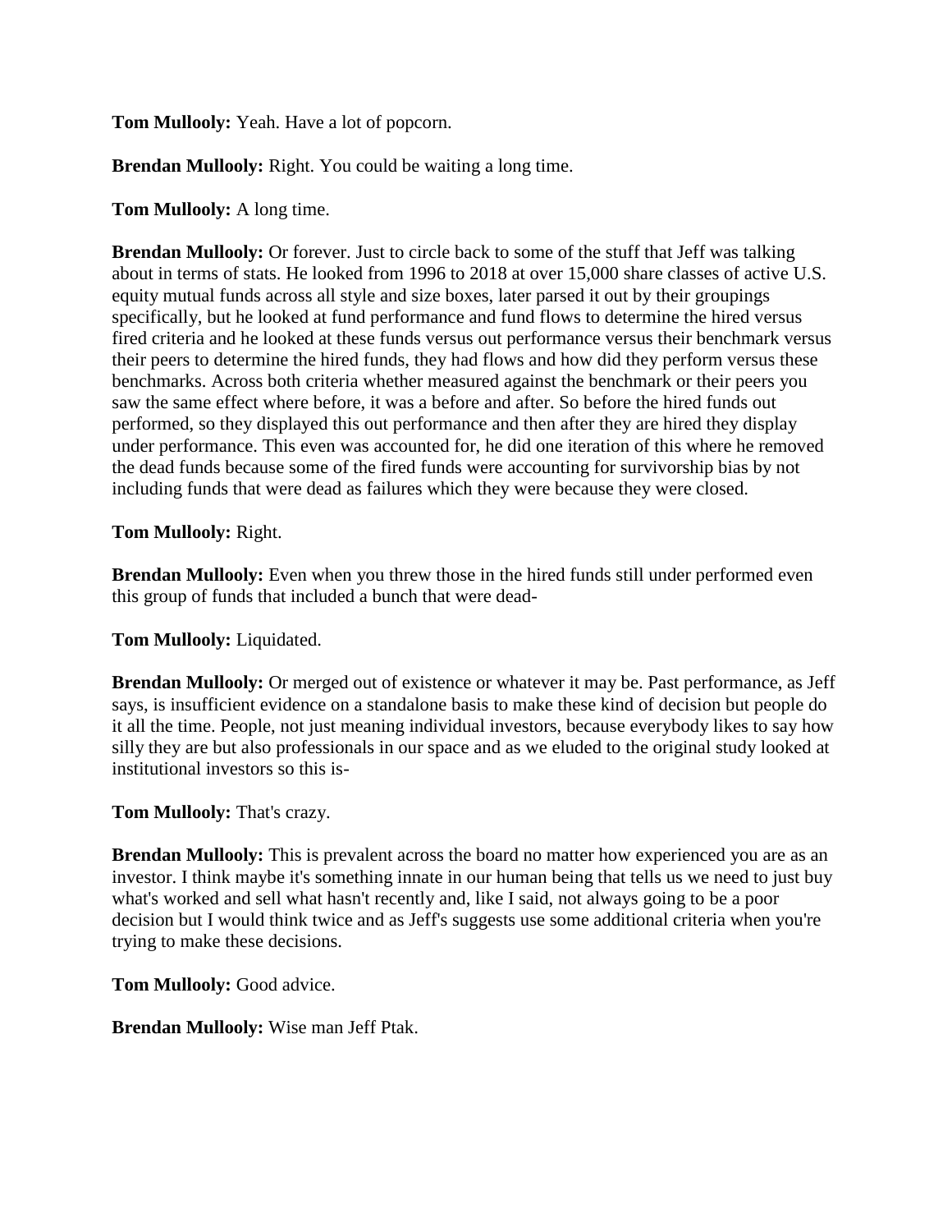**Tom Mullooly:** Yeah. Have a lot of popcorn.

**Brendan Mullooly:** Right. You could be waiting a long time.

**Tom Mullooly:** A long time.

**Brendan Mullooly:** Or forever. Just to circle back to some of the stuff that Jeff was talking about in terms of stats. He looked from 1996 to 2018 at over 15,000 share classes of active U.S. equity mutual funds across all style and size boxes, later parsed it out by their groupings specifically, but he looked at fund performance and fund flows to determine the hired versus fired criteria and he looked at these funds versus out performance versus their benchmark versus their peers to determine the hired funds, they had flows and how did they perform versus these benchmarks. Across both criteria whether measured against the benchmark or their peers you saw the same effect where before, it was a before and after. So before the hired funds out performed, so they displayed this out performance and then after they are hired they display under performance. This even was accounted for, he did one iteration of this where he removed the dead funds because some of the fired funds were accounting for survivorship bias by not including funds that were dead as failures which they were because they were closed.

**Tom Mullooly:** Right.

**Brendan Mullooly:** Even when you threw those in the hired funds still under performed even this group of funds that included a bunch that were dead-

**Tom Mullooly:** Liquidated.

**Brendan Mullooly:** Or merged out of existence or whatever it may be. Past performance, as Jeff says, is insufficient evidence on a standalone basis to make these kind of decision but people do it all the time. People, not just meaning individual investors, because everybody likes to say how silly they are but also professionals in our space and as we eluded to the original study looked at institutional investors so this is-

**Tom Mullooly:** That's crazy.

**Brendan Mullooly:** This is prevalent across the board no matter how experienced you are as an investor. I think maybe it's something innate in our human being that tells us we need to just buy what's worked and sell what hasn't recently and, like I said, not always going to be a poor decision but I would think twice and as Jeff's suggests use some additional criteria when you're trying to make these decisions.

**Tom Mullooly:** Good advice.

**Brendan Mullooly:** Wise man Jeff Ptak.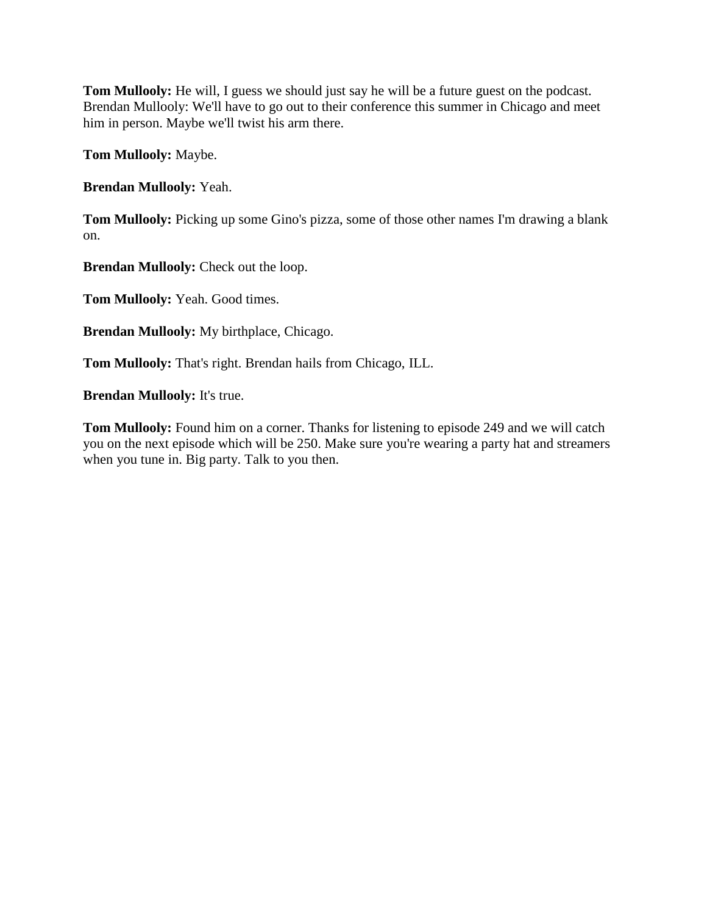**Tom Mullooly:** He will, I guess we should just say he will be a future guest on the podcast. Brendan Mullooly: We'll have to go out to their conference this summer in Chicago and meet him in person. Maybe we'll twist his arm there.

**Tom Mullooly:** Maybe.

**Brendan Mullooly:** Yeah.

**Tom Mullooly:** Picking up some Gino's pizza, some of those other names I'm drawing a blank on.

**Brendan Mullooly:** Check out the loop.

**Tom Mullooly:** Yeah. Good times.

**Brendan Mullooly:** My birthplace, Chicago.

**Tom Mullooly:** That's right. Brendan hails from Chicago, ILL.

**Brendan Mullooly:** It's true.

**Tom Mullooly:** Found him on a corner. Thanks for listening to episode 249 and we will catch you on the next episode which will be 250. Make sure you're wearing a party hat and streamers when you tune in. Big party. Talk to you then.